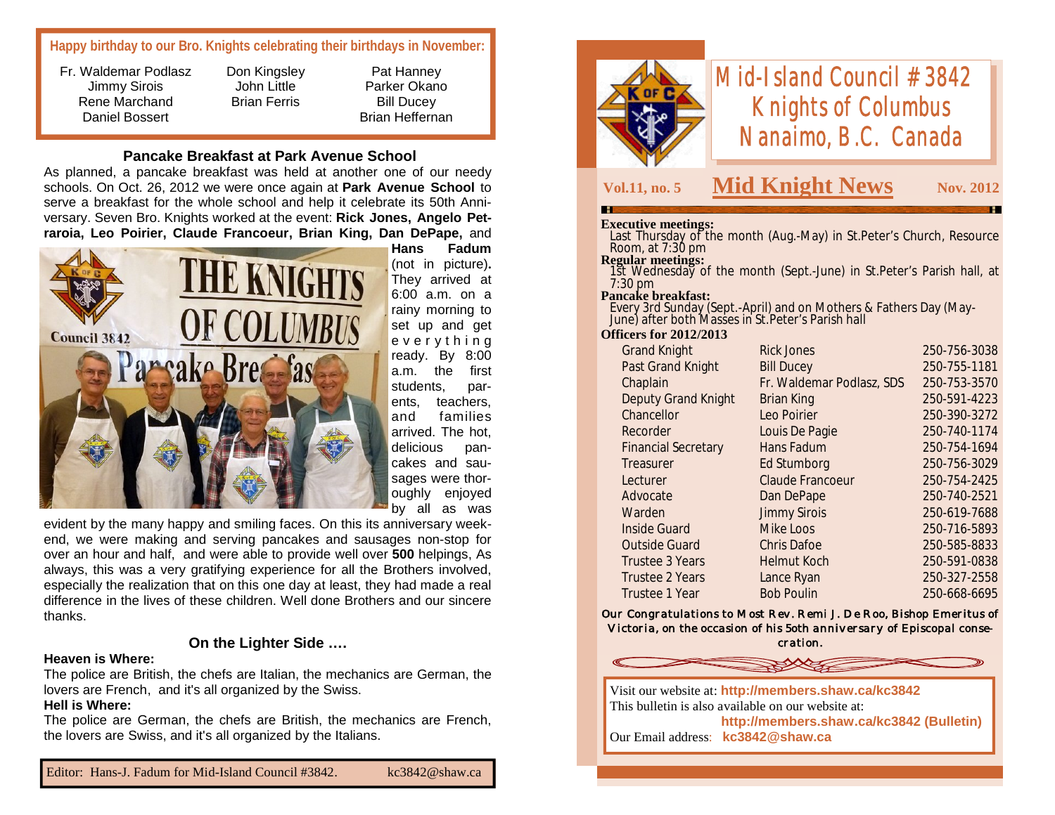**Happy birthday to our Bro. Knights celebrating their birthdays in November:**

| | | |
|---|---|---|
| Fr. Waldemar Podlasz | Don Kingsley | Pat Hanney |
| Jimmy Sirois | John Little | Parker Okano |
| Rene Marchand | Brian Ferris | Bill Ducey |
| Daniel Bossert | | Brian Heffernan |

## Pancake Breakfast at Park Avenue School

As planned, a pancake breakfast was held at another one of our needy schools. On Oct. 26, 2012 we were once again at **Park Avenue School** to serve a breakfast for the whole school and help it celebrate its 50th Anniversary. Seven Bro. Knights worked at the event: **Rick Jones, Angelo Petraroia, Leo Poirier, Claude Francoeur, Brian King, Dan DePape,** and **Hans Fadum** (not in picture). They arrived at 6:00 a.m. on a rainy morning to set up and get everything ready. By 8:00 a.m. the first students, parents, teachers, and families arrived. The hot, delicious pancakes and sausages were thoroughly enjoyed by all as was evident by the many happy and smiling faces. On this its anniversary weekend, we were making and serving pancakes and sausages non-stop for over an hour and half, and were able to provide well over **500** helpings, As always, this was a very gratifying experience for all the Brothers involved, especially the realization that on this one day at least, they had made a real difference in the lives of these children. Well done Brothers and our sincere thanks.

## On the Lighter Side ….

**Heaven is Where:**

The police are British, the chefs are Italian, the mechanics are German, the lovers are French, and it's all organized by the Swiss.

**Hell is Where:**

The police are German, the chefs are British, the mechanics are French, the lovers are Swiss, and it's all organized by the Italians.

Editor: Hans-J. Fadum for Mid-Island Council #3842. kc3842@shaw.ca

# Mid-Island Council #3842 Knights of Columbus Nanaimo, B.C. Canada

Vol.11, no. 5 — **Mid Knight News** — Nov. 2012

**Executive meetings:**
Last Thursday of the month (Aug.-May) in St.Peter's Church, Resource Room, at 7:30 pm

**Regular meetings:**
1st Wednesday of the month (Sept.-June) in St.Peter's Parish hall, at 7:30 pm

**Pancake breakfast:**
Every 3rd Sunday (Sept.-April) and on Mothers & Fathers Day (May-June) after both Masses in St.Peter's Parish hall

**Officers for 2012/2013**

| | | |
|---|---|---|
| Grand Knight | Rick Jones | 250-756-3038 |
| Past Grand Knight | Bill Ducey | 250-755-1181 |
| Chaplain | Fr. Waldemar Podlasz, SDS | 250-753-3570 |
| Deputy Grand Knight | Brian King | 250-591-4223 |
| Chancellor | Leo Poirier | 250-390-3272 |
| Recorder | Louis De Pagie | 250-740-1174 |
| Financial Secretary | Hans Fadum | 250-754-1694 |
| Treasurer | Ed Stumborg | 250-756-3029 |
| Lecturer | Claude Francoeur | 250-754-2425 |
| Advocate | Dan DePape | 250-740-2521 |
| Warden | Jimmy Sirois | 250-619-7688 |
| Inside Guard | Mike Loos | 250-716-5893 |
| Outside Guard | Chris Dafoe | 250-585-8833 |
| Trustee 3 Years | Helmut Koch | 250-591-0838 |
| Trustee 2 Years | Lance Ryan | 250-327-2558 |
| Trustee 1 Year | Bob Poulin | 250-668-6695 |

*Our Congratulations to Most Rev. Remi J. De Roo, Bishop Emeritus of Victoria, on the occasion of his 5oth anniversary of Episcopal consecration.*

Visit our website at: **http://members.shaw.ca/kc3842**
This bulletin is also available on our website at:
**http://members.shaw.ca/kc3842 (Bulletin)**
Our Email address: **kc3842@shaw.ca**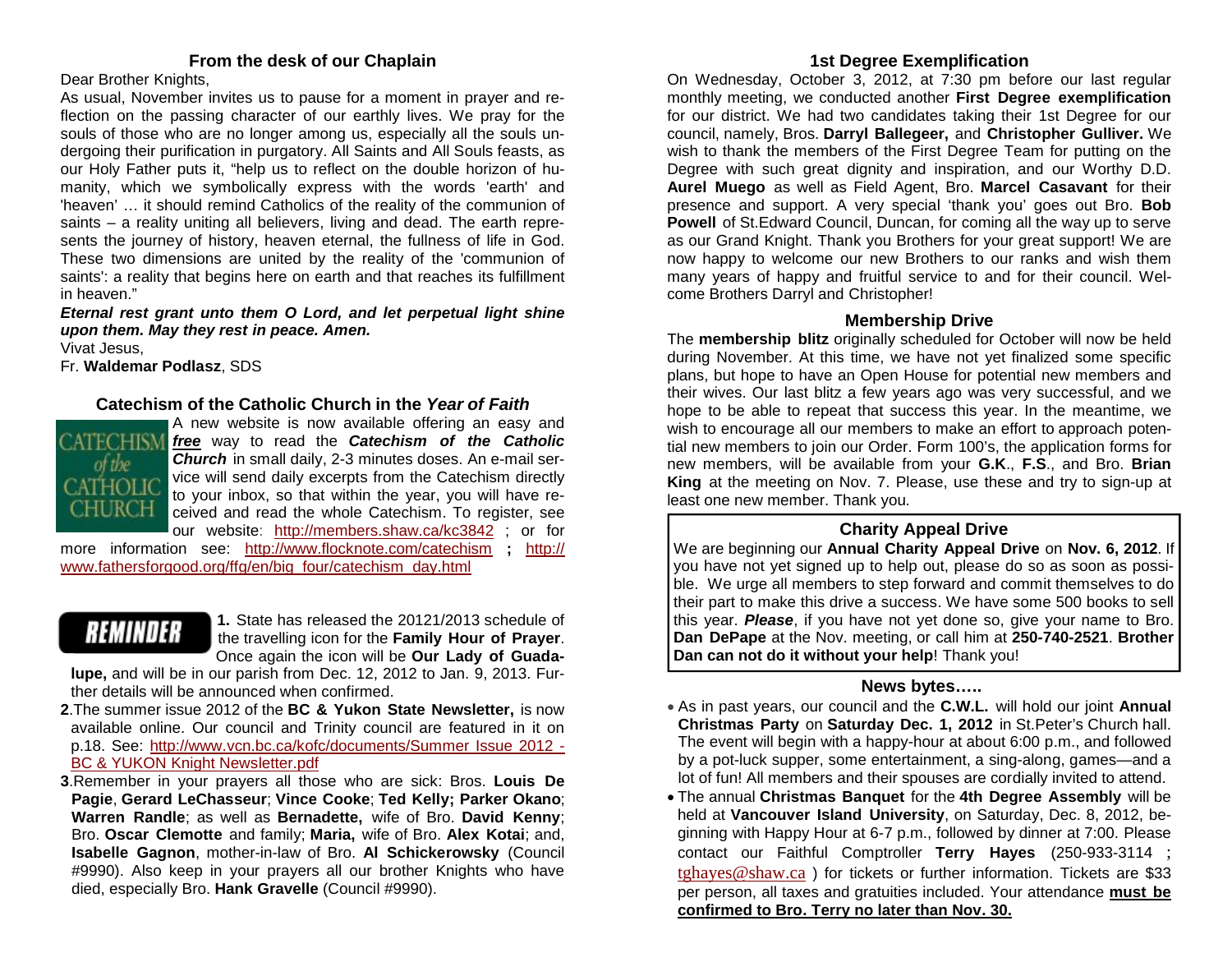## From the desk of our Chaplain

Dear Brother Knights,

As usual, November invites us to pause for a moment in prayer and reflection on the passing character of our earthly lives. We pray for the souls of those who are no longer among us, especially all the souls undergoing their purification in purgatory. All Saints and All Souls feasts, as our Holy Father puts it, "help us to reflect on the double horizon of humanity, which we symbolically express with the words 'earth' and 'heaven' … it should remind Catholics of the reality of the communion of saints – a reality uniting all believers, living and dead. The earth represents the journey of history, heaven eternal, the fullness of life in God. These two dimensions are united by the reality of the 'communion of saints': a reality that begins here on earth and that reaches its fulfillment in heaven."

***Eternal rest grant unto them O Lord, and let perpetual light shine upon them. May they rest in peace. Amen.***

Vivat Jesus,

Fr. **Waldemar Podlasz**, SDS

## Catechism of the Catholic Church in the *Year of Faith*

A new website is now available offering an easy and ***free*** way to read the ***Catechism of the Catholic Church*** in small daily, 2-3 minutes doses. An e-mail service will send daily excerpts from the Catechism directly to your inbox, so that within the year, you will have received and read the whole Catechism. To register, see our website: http://members.shaw.ca/kc3842 ; or for more information see: http://www.flocknote.com/catechism **;** http://www.fathersforgood.org/ffg/en/big_four/catechism_day.html

## REMINDER

**1.** State has released the 20121/2013 schedule of the travelling icon for the **Family Hour of Prayer**. Once again the icon will be **Our Lady of Guadalupe,** and will be in our parish from Dec. 12, 2012 to Jan. 9, 2013. Further details will be announced when confirmed.

**2**.The summer issue 2012 of the **BC & Yukon State Newsletter,** is now available online. Our council and Trinity council are featured in it on p.18. See: http://www.vcn.bc.ca/kofc/documents/Summer Issue 2012 - BC & YUKON Knight Newsletter.pdf

**3**.Remember in your prayers all those who are sick: Bros. **Louis De Pagie**, **Gerard LeChasseur**; **Vince Cooke**; **Ted Kelly; Parker Okano**; **Warren Randle**; as well as **Bernadette,** wife of Bro. **David Kenny**; Bro. **Oscar Clemotte** and family; **Maria,** wife of Bro. **Alex Kotai**; and, **Isabelle Gagnon**, mother-in-law of Bro. **Al Schickerowsky** (Council #9990). Also keep in your prayers all our brother Knights who have died, especially Bro. **Hank Gravelle** (Council #9990).

## 1st Degree Exemplification

On Wednesday, October 3, 2012, at 7:30 pm before our last regular monthly meeting, we conducted another **First Degree exemplification** for our district. We had two candidates taking their 1st Degree for our council, namely, Bros. **Darryl Ballegeer,** and **Christopher Gulliver.** We wish to thank the members of the First Degree Team for putting on the Degree with such great dignity and inspiration, and our Worthy D.D. **Aurel Muego** as well as Field Agent, Bro. **Marcel Casavant** for their presence and support. A very special 'thank you' goes out Bro. **Bob Powell** of St.Edward Council, Duncan, for coming all the way up to serve as our Grand Knight. Thank you Brothers for your great support! We are now happy to welcome our new Brothers to our ranks and wish them many years of happy and fruitful service to and for their council. Welcome Brothers Darryl and Christopher!

## Membership Drive

The **membership blitz** originally scheduled for October will now be held during November. At this time, we have not yet finalized some specific plans, but hope to have an Open House for potential new members and their wives. Our last blitz a few years ago was very successful, and we hope to be able to repeat that success this year. In the meantime, we wish to encourage all our members to make an effort to approach potential new members to join our Order. Form 100's, the application forms for new members, will be available from your **G.K**., **F.S**., and Bro. **Brian King** at the meeting on Nov. 7. Please, use these and try to sign-up at least one new member. Thank you.

## Charity Appeal Drive

We are beginning our **Annual Charity Appeal Drive** on **Nov. 6, 2012**. If you have not yet signed up to help out, please do so as soon as possible. We urge all members to step forward and commit themselves to do their part to make this drive a success. We have some 500 books to sell this year. ***Please***, if you have not yet done so, give your name to Bro. **Dan DePape** at the Nov. meeting, or call him at **250-740-2521**. **Brother Dan can not do it without your help**! Thank you!

## News bytes…..

- As in past years, our council and the **C.W.L.** will hold our joint **Annual Christmas Party** on **Saturday Dec. 1, 2012** in St.Peter's Church hall. The event will begin with a happy-hour at about 6:00 p.m., and followed by a pot-luck supper, some entertainment, a sing-along, games—and a lot of fun! All members and their spouses are cordially invited to attend.
- The annual **Christmas Banquet** for the **4th Degree Assembly** will be held at **Vancouver Island University**, on Saturday, Dec. 8, 2012, beginning with Happy Hour at 6-7 p.m., followed by dinner at 7:00. Please contact our Faithful Comptroller **Terry Hayes** (250-933-3114 **;** tghayes@shaw.ca ) for tickets or further information. Tickets are $33 per person, all taxes and gratuities included. Your attendance **must be confirmed to Bro. Terry no later than Nov. 30.**